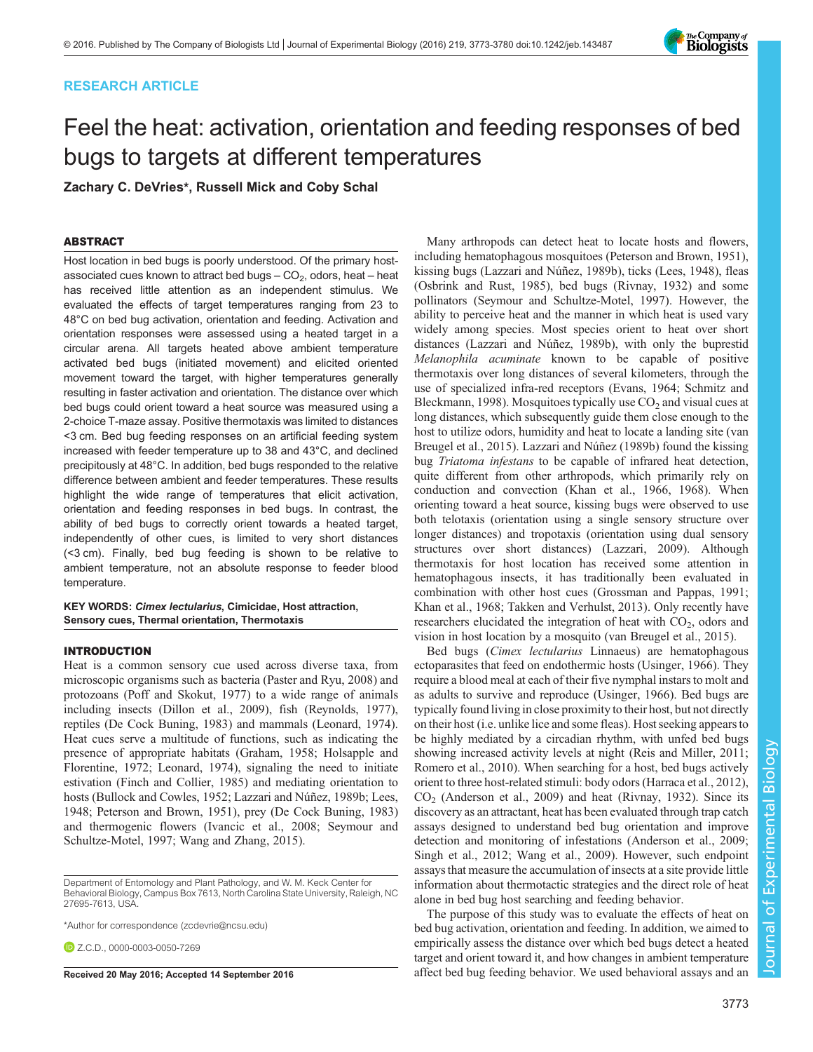RESEARCH ARTICLE

# Feel the heat: activation, orientation and feeding responses of bed bugs to targets at different temperatures

Zachary C. DeVries*, Russell Mick and Coby Schal

## ABSTRACT

Host location in bed bugs is poorly understood. Of the primary host-associated cues known to attract bed bugs – $CO_2$, odors, heat – heat has received little attention as an independent stimulus. We evaluated the effects of target temperatures ranging from 23 to 48°C on bed bug activation, orientation and feeding. Activation and orientation responses were assessed using a heated target in a circular arena. All targets heated above ambient temperature activated bed bugs (initiated movement) and elicited oriented movement toward the target, with higher temperatures generally resulting in faster activation and orientation. The distance over which bed bugs could orient toward a heat source was measured using a 2-choice T-maze assay. Positive thermotaxis was limited to distances <3 cm. Bed bug feeding responses on an artificial feeding system increased with feeder temperature up to 38 and 43°C, and declined precipitously at 48°C. In addition, bed bugs responded to the relative difference between ambient and feeder temperatures. These results highlight the wide range of temperatures that elicit activation, orientation and feeding responses in bed bugs. In contrast, the ability of bed bugs to correctly orient towards a heated target, independently of other cues, is limited to very short distances (<3 cm). Finally, bed bug feeding is shown to be relative to ambient temperature, not an absolute response to feeder blood temperature.

**KEY WORDS:** ***Cimex lectularius*****, Cimicidae, Host attraction, Sensory cues, Thermal orientation, Thermotaxis**

## INTRODUCTION

Heat is a common sensory cue used across diverse taxa, from microscopic organisms such as bacteria (Paster and Ryu, 2008) and protozoans (Poff and Skokut, 1977) to a wide range of animals including insects (Dillon et al., 2009), fish (Reynolds, 1977), reptiles (De Cock Buning, 1983) and mammals (Leonard, 1974). Heat cues serve a multitude of functions, such as indicating the presence of appropriate habitats (Graham, 1958; Holsapple and Florentine, 1972; Leonard, 1974), signaling the need to initiate estivation (Finch and Collier, 1985) and mediating orientation to hosts (Bullock and Cowles, 1952; Lazzari and Núñez, 1989b; Lees, 1948; Peterson and Brown, 1951), prey (De Cock Buning, 1983) and thermogenic flowers (Ivancic et al., 2008; Seymour and Schultze-Motel, 1997; Wang and Zhang, 2015).

Department of Entomology and Plant Pathology, and W. M. Keck Center for Behavioral Biology, Campus Box 7613, North Carolina State University, Raleigh, NC 27695-7613, USA.

*Author for correspondence (zcdevrie@ncsu.edu)

Z.C.D., 0000-0003-0050-7269

Received 20 May 2016; Accepted 14 September 2016

Many arthropods can detect heat to locate hosts and flowers, including hematophagous mosquitoes (Peterson and Brown, 1951), kissing bugs (Lazzari and Núñez, 1989b), ticks (Lees, 1948), fleas (Osbrink and Rust, 1985), bed bugs (Rivnay, 1932) and some pollinators (Seymour and Schultze-Motel, 1997). However, the ability to perceive heat and the manner in which heat is used vary widely among species. Most species orient to heat over short distances (Lazzari and Núñez, 1989b), with only the buprestid *Melanophila acuminate* known to be capable of positive thermotaxis over long distances of several kilometers, through the use of specialized infra-red receptors (Evans, 1964; Schmitz and Bleckmann, 1998). Mosquitoes typically use $CO_2$ and visual cues at long distances, which subsequently guide them close enough to the host to utilize odors, humidity and heat to locate a landing site (van Breugel et al., 2015). Lazzari and Núñez (1989b) found the kissing bug *Triatoma infestans* to be capable of infrared heat detection, quite different from other arthropods, which primarily rely on conduction and convection (Khan et al., 1966, 1968). When orienting toward a heat source, kissing bugs were observed to use both telotaxis (orientation using a single sensory structure over longer distances) and tropotaxis (orientation using dual sensory structures over short distances) (Lazzari, 2009). Although thermotaxis for host location has received some attention in hematophagous insects, it has traditionally been evaluated in combination with other host cues (Grossman and Pappas, 1991; Khan et al., 1968; Takken and Verhulst, 2013). Only recently have researchers elucidated the integration of heat with $CO_2$, odors and vision in host location by a mosquito (van Breugel et al., 2015).

Bed bugs (*Cimex lectularius* Linnaeus) are hematophagous ectoparasites that feed on endothermic hosts (Usinger, 1966). They require a blood meal at each of their five nymphal instars to molt and as adults to survive and reproduce (Usinger, 1966). Bed bugs are typically found living in close proximity to their host, but not directly on their host (i.e. unlike lice and some fleas). Host seeking appears to be highly mediated by a circadian rhythm, with unfed bed bugs showing increased activity levels at night (Reis and Miller, 2011; Romero et al., 2010). When searching for a host, bed bugs actively orient to three host-related stimuli: body odors (Harraca et al., 2012), $CO_2$ (Anderson et al., 2009) and heat (Rivnay, 1932). Since its discovery as an attractant, heat has been evaluated through trap catch assays designed to understand bed bug orientation and improve detection and monitoring of infestations (Anderson et al., 2009; Singh et al., 2012; Wang et al., 2009). However, such endpoint assays that measure the accumulation of insects at a site provide little information about thermotactic strategies and the direct role of heat alone in bed bug host searching and feeding behavior.

The purpose of this study was to evaluate the effects of heat on bed bug activation, orientation and feeding. In addition, we aimed to empirically assess the distance over which bed bugs detect a heated target and orient toward it, and how changes in ambient temperature affect bed bug feeding behavior. We used behavioral assays and an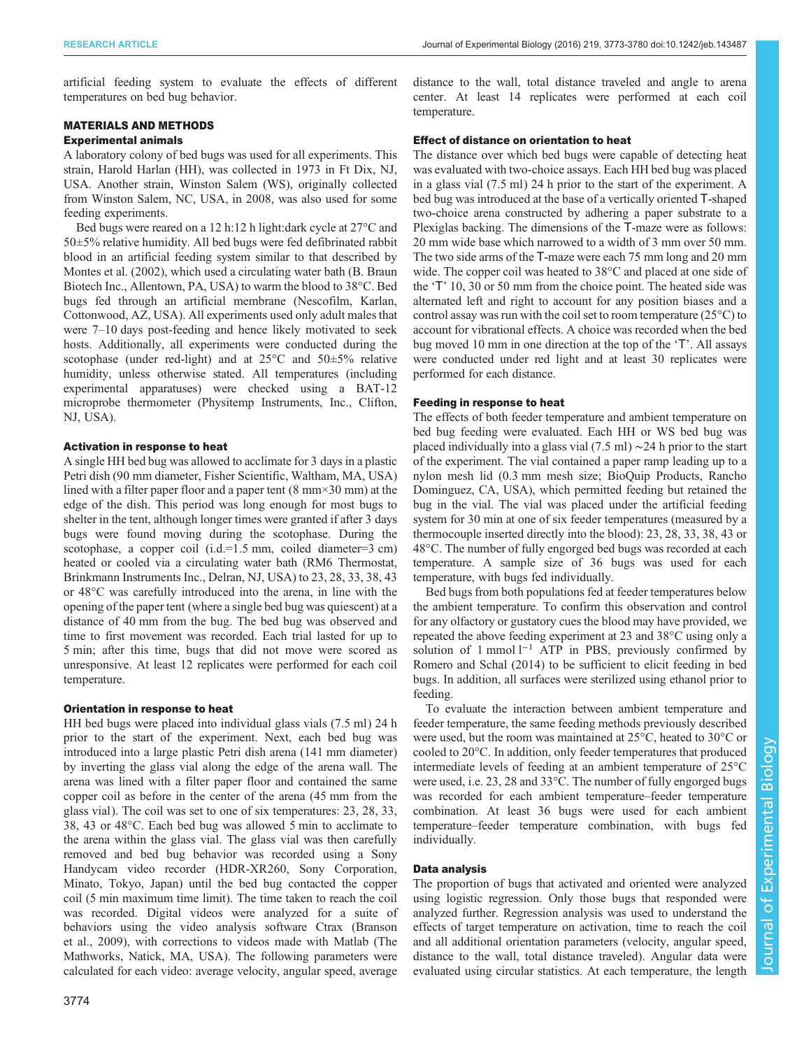artificial feeding system to evaluate the effects of different temperatures on bed bug behavior.

## MATERIALS AND METHODS

### Experimental animals

A laboratory colony of bed bugs was used for all experiments. This strain, Harold Harlan (HH), was collected in 1973 in Ft Dix, NJ, USA. Another strain, Winston Salem (WS), originally collected from Winston Salem, NC, USA, in 2008, was also used for some feeding experiments.

Bed bugs were reared on a 12 h:12 h light:dark cycle at 27°C and 50±5% relative humidity. All bed bugs were fed defibrinated rabbit blood in an artificial feeding system similar to that described by Montes et al. (2002), which used a circulating water bath (B. Braun Biotech Inc., Allentown, PA, USA) to warm the blood to 38°C. Bed bugs fed through an artificial membrane (Nescofilm, Karlan, Cottonwood, AZ, USA). All experiments used only adult males that were 7–10 days post-feeding and hence likely motivated to seek hosts. Additionally, all experiments were conducted during the scotophase (under red-light) and at 25°C and 50±5% relative humidity, unless otherwise stated. All temperatures (including experimental apparatuses) were checked using a BAT-12 microprobe thermometer (Physitemp Instruments, Inc., Clifton, NJ, USA).

### Activation in response to heat

A single HH bed bug was allowed to acclimate for 3 days in a plastic Petri dish (90 mm diameter, Fisher Scientific, Waltham, MA, USA) lined with a filter paper floor and a paper tent (8 mm×30 mm) at the edge of the dish. This period was long enough for most bugs to shelter in the tent, although longer times were granted if after 3 days bugs were found moving during the scotophase. During the scotophase, a copper coil (i.d.=1.5 mm, coiled diameter=3 cm) heated or cooled via a circulating water bath (RM6 Thermostat, Brinkmann Instruments Inc., Delran, NJ, USA) to 23, 28, 33, 38, 43 or 48°C was carefully introduced into the arena, in line with the opening of the paper tent (where a single bed bug was quiescent) at a distance of 40 mm from the bug. The bed bug was observed and time to first movement was recorded. Each trial lasted for up to 5 min; after this time, bugs that did not move were scored as unresponsive. At least 12 replicates were performed for each coil temperature.

### Orientation in response to heat

HH bed bugs were placed into individual glass vials (7.5 ml) 24 h prior to the start of the experiment. Next, each bed bug was introduced into a large plastic Petri dish arena (141 mm diameter) by inverting the glass vial along the edge of the arena wall. The arena was lined with a filter paper floor and contained the same copper coil as before in the center of the arena (45 mm from the glass vial). The coil was set to one of six temperatures: 23, 28, 33, 38, 43 or 48°C. Each bed bug was allowed 5 min to acclimate to the arena within the glass vial. The glass vial was then carefully removed and bed bug behavior was recorded using a Sony Handycam video recorder (HDR-XR260, Sony Corporation, Minato, Tokyo, Japan) until the bed bug contacted the copper coil (5 min maximum time limit). The time taken to reach the coil was recorded. Digital videos were analyzed for a suite of behaviors using the video analysis software Ctrax (Branson et al., 2009), with corrections to videos made with Matlab (The Mathworks, Natick, MA, USA). The following parameters were calculated for each video: average velocity, angular speed, average distance to the wall, total distance traveled and angle to arena center. At least 14 replicates were performed at each coil temperature.

### Effect of distance on orientation to heat

The distance over which bed bugs were capable of detecting heat was evaluated with two-choice assays. Each HH bed bug was placed in a glass vial (7.5 ml) 24 h prior to the start of the experiment. A bed bug was introduced at the base of a vertically oriented T-shaped two-choice arena constructed by adhering a paper substrate to a Plexiglas backing. The dimensions of the T-maze were as follows: 20 mm wide base which narrowed to a width of 3 mm over 50 mm. The two side arms of the T-maze were each 75 mm long and 20 mm wide. The copper coil was heated to 38°C and placed at one side of the 'T' 10, 30 or 50 mm from the choice point. The heated side was alternated left and right to account for any position biases and a control assay was run with the coil set to room temperature (25°C) to account for vibrational effects. A choice was recorded when the bed bug moved 10 mm in one direction at the top of the 'T'. All assays were conducted under red light and at least 30 replicates were performed for each distance.

### Feeding in response to heat

The effects of both feeder temperature and ambient temperature on bed bug feeding were evaluated. Each HH or WS bed bug was placed individually into a glass vial (7.5 ml) ~24 h prior to the start of the experiment. The vial contained a paper ramp leading up to a nylon mesh lid (0.3 mm mesh size; BioQuip Products, Rancho Dominguez, CA, USA), which permitted feeding but retained the bug in the vial. The vial was placed under the artificial feeding system for 30 min at one of six feeder temperatures (measured by a thermocouple inserted directly into the blood): 23, 28, 33, 38, 43 or 48°C. The number of fully engorged bed bugs was recorded at each temperature. A sample size of 36 bugs was used for each temperature, with bugs fed individually.

Bed bugs from both populations fed at feeder temperatures below the ambient temperature. To confirm this observation and control for any olfactory or gustatory cues the blood may have provided, we repeated the above feeding experiment at 23 and 38°C using only a solution of 1 mmol $l^{-1}$ ATP in PBS, previously confirmed by Romero and Schal (2014) to be sufficient to elicit feeding in bed bugs. In addition, all surfaces were sterilized using ethanol prior to feeding.

To evaluate the interaction between ambient temperature and feeder temperature, the same feeding methods previously described were used, but the room was maintained at 25°C, heated to 30°C or cooled to 20°C. In addition, only feeder temperatures that produced intermediate levels of feeding at an ambient temperature of 25°C were used, i.e. 23, 28 and 33°C. The number of fully engorged bugs was recorded for each ambient temperature–feeder temperature combination. At least 36 bugs were used for each ambient temperature–feeder temperature combination, with bugs fed individually.

### Data analysis

The proportion of bugs that activated and oriented were analyzed using logistic regression. Only those bugs that responded were analyzed further. Regression analysis was used to understand the effects of target temperature on activation, time to reach the coil and all additional orientation parameters (velocity, angular speed, distance to the wall, total distance traveled). Angular data were evaluated using circular statistics. At each temperature, the length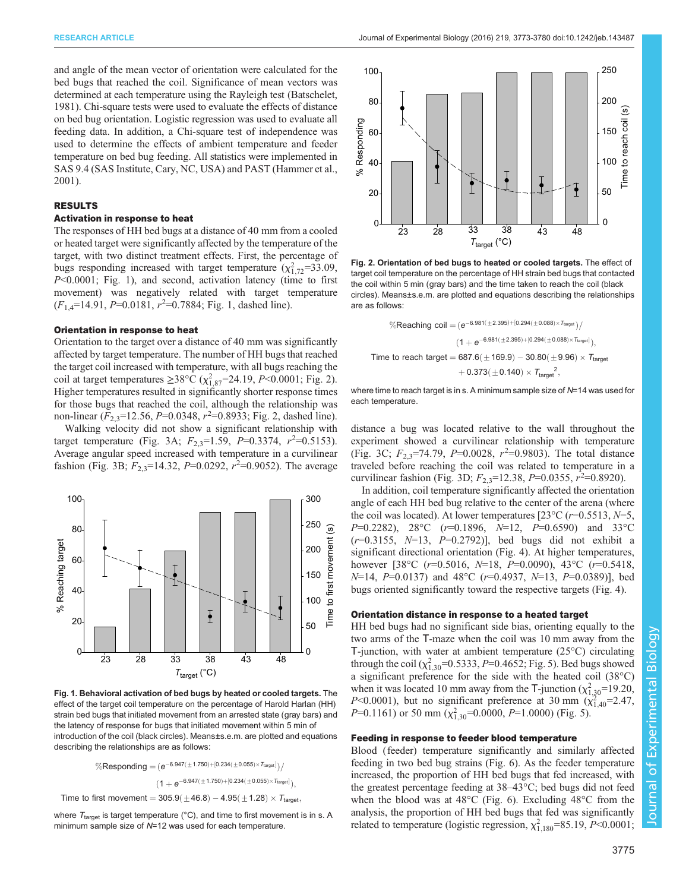and angle of the mean vector of orientation were calculated for the bed bugs that reached the coil. Significance of mean vectors was determined at each temperature using the Rayleigh test (Batschelet, 1981). Chi-square tests were used to evaluate the effects of distance on bed bug orientation. Logistic regression was used to evaluate all feeding data. In addition, a Chi-square test of independence was used to determine the effects of ambient temperature and feeder temperature on bed bug feeding. All statistics were implemented in SAS 9.4 (SAS Institute, Cary, NC, USA) and PAST (Hammer et al., 2001).

## RESULTS

### Activation in response to heat

The responses of HH bed bugs at a distance of 40 mm from a cooled or heated target were significantly affected by the temperature of the target, with two distinct treatment effects. First, the percentage of bugs responding increased with target temperature ($\chi^2_{1,72}$=33.09, $P$<0.0001; Fig. 1), and second, activation latency (time to first movement) was negatively related with target temperature ($F_{1,4}$=14.91, $P$=0.0181, $r^2$=0.7884; Fig. 1, dashed line).

### Orientation in response to heat

Orientation to the target over a distance of 40 mm was significantly affected by target temperature. The number of HH bugs that reached the target coil increased with temperature, with all bugs reaching the coil at target temperatures ≥38°C ($\chi^2_{1,87}$=24.19, $P$<0.0001; Fig. 2). Higher temperatures resulted in significantly shorter response times for those bugs that reached the coil, although the relationship was non-linear ($F_{2,3}$=12.56, $P$=0.0348, $r^2$=0.8933; Fig. 2, dashed line).

Walking velocity did not show a significant relationship with target temperature (Fig. 3A; $F_{2,3}$=1.59, $P$=0.3374, $r^2$=0.5153). Average angular speed increased with temperature in a curvilinear fashion (Fig. 3B; $F_{2,3}$=14.32, $P$=0.0292, $r^2$=0.9052). The average distance a bug was located relative to the wall throughout the experiment showed a curvilinear relationship with temperature (Fig. 3C; $F_{2,3}$=74.79, $P$=0.0028, $r^2$=0.9803). The total distance traveled before reaching the coil was related to temperature in a curvilinear fashion (Fig. 3D; $F_{2,3}$=12.38, $P$=0.0355, $r^2$=0.8920).

**Fig. 1. Behavioral activation of bed bugs by heated or cooled targets.** The effect of the target coil temperature on the percentage of Harold Harlan (HH) strain bed bugs that initiated movement from an arrested state (gray bars) and the latency of response for bugs that initiated movement within 5 min of introduction of the coil (black circles). Means±s.e.m. are plotted and equations describing the relationships are as follows:

$$\%\text{Responding} = (e^{-6.947(\pm 1.750)+[0.234(\pm 0.055)\times T_{\text{target}}]})/(1+e^{-6.947(\pm 1.750)+[0.234(\pm 0.055)\times T_{\text{target}}]}),$$

$$\text{Time to first movement} = 305.9(\pm 46.8) - 4.95(\pm 1.28)\times T_{\text{target}},$$

where $T_{\text{target}}$ is target temperature (°C), and time to first movement is in s. A minimum sample size of $N$=12 was used for each temperature.

**Fig. 2. Orientation of bed bugs to heated or cooled targets.** The effect of target coil temperature on the percentage of HH strain bed bugs that contacted the coil within 5 min (gray bars) and the time taken to reach the coil (black circles). Means±s.e.m. are plotted and equations describing the relationships are as follows:

$$\%\text{Reaching coil} = (e^{-6.981(\pm 2.395)+[0.294(\pm 0.088)\times T_{\text{target}}]})/(1+e^{-6.981(\pm 2.395)+[0.294(\pm 0.088)\times T_{\text{target}}]}),$$

$$\text{Time to reach target} = 687.6(\pm 169.9) - 30.80(\pm 9.96)\times T_{\text{target}} + 0.373(\pm 0.140)\times T_{\text{target}}^2,$$

where time to reach target is in s. A minimum sample size of $N$=14 was used for each temperature.

In addition, coil temperature significantly affected the orientation angle of each HH bed bug relative to the center of the arena (where the coil was located). At lower temperatures [23°C ($r$=0.5513, $N$=5, $P$=0.2282), 28°C ($r$=0.1896, $N$=12, $P$=0.6590) and 33°C ($r$=0.3155, $N$=13, $P$=0.2792)], bed bugs did not exhibit a significant directional orientation (Fig. 4). At higher temperatures, however [38°C ($r$=0.5016, $N$=18, $P$=0.0090), 43°C ($r$=0.5418, $N$=14, $P$=0.0137) and 48°C ($r$=0.4937, $N$=13, $P$=0.0389)], bed bugs oriented significantly toward the respective targets (Fig. 4).

### Orientation distance in response to a heated target

HH bed bugs had no significant side bias, orienting equally to the two arms of the T-maze when the coil was 10 mm away from the T-junction, with water at ambient temperature (25°C) circulating through the coil ($\chi^2_{1,30}$=0.5333, $P$=0.4652; Fig. 5). Bed bugs showed a significant preference for the side with the heated coil (38°C) when it was located 10 mm away from the T-junction ($\chi^2_{1,30}$=19.20, $P$<0.0001), but no significant preference at 30 mm ($\chi^2_{1,40}$=2.47, $P$=0.1161) or 50 mm ($\chi^2_{1,30}$=0.0000, $P$=1.0000) (Fig. 5).

### Feeding in response to feeder blood temperature

Blood (feeder) temperature significantly and similarly affected feeding in two bed bug strains (Fig. 6). As the feeder temperature increased, the proportion of HH bed bugs that fed increased, with the greatest percentage feeding at 38–43°C; bed bugs did not feed when the blood was at 48°C (Fig. 6). Excluding 48°C from the analysis, the proportion of HH bed bugs that fed was significantly related to temperature (logistic regression, $\chi^2_{1,180}$=85.19, $P$<0.0001;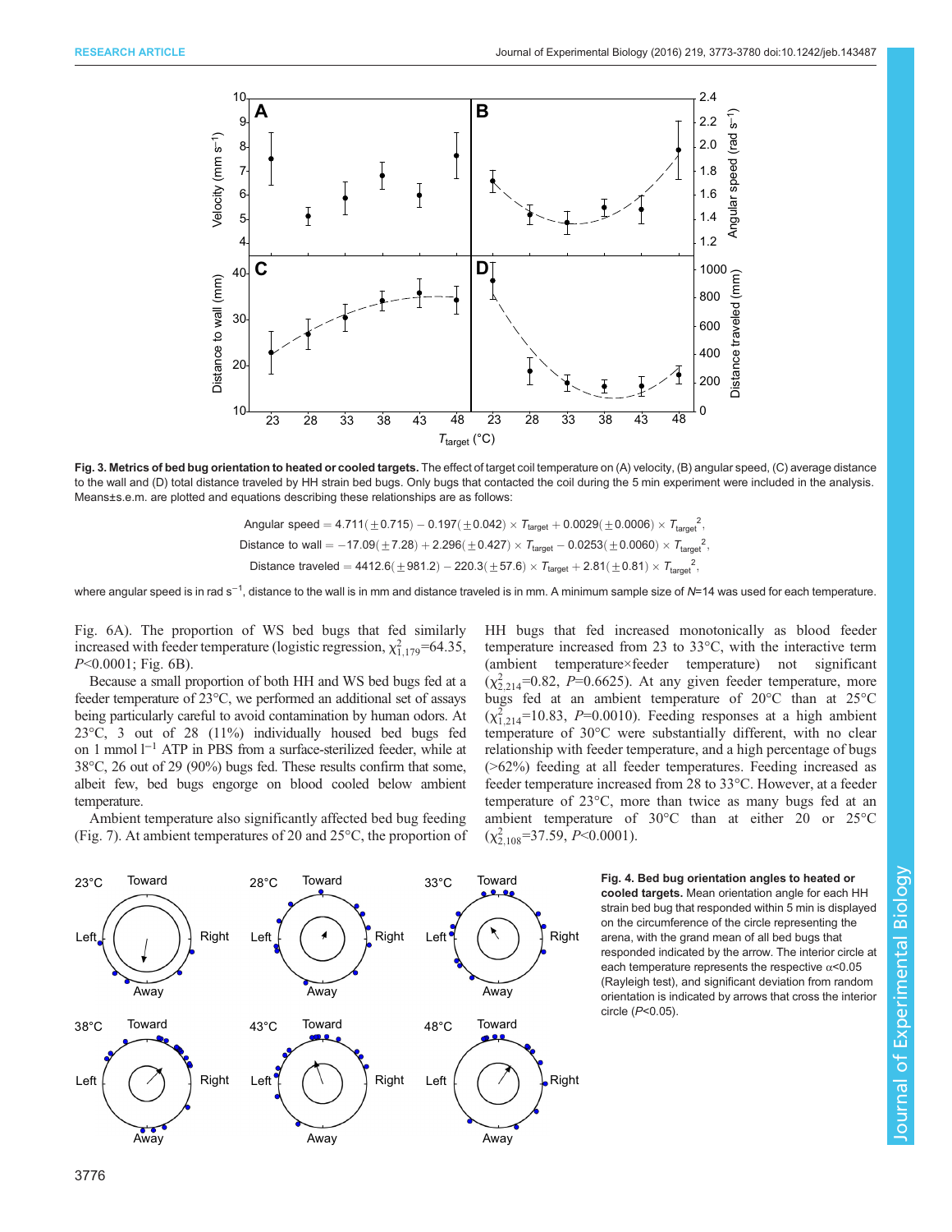**Fig. 3. Metrics of bed bug orientation to heated or cooled targets.** The effect of target coil temperature on (A) velocity, (B) angular speed, (C) average distance to the wall and (D) total distance traveled by HH strain bed bugs. Only bugs that contacted the coil during the 5 min experiment were included in the analysis. Means±s.e.m. are plotted and equations describing these relationships are as follows:

$$\text{Angular speed} = 4.711(\pm 0.715) - 0.197(\pm 0.042) \times T_{\text{target}} + 0.0029(\pm 0.0006) \times T_{\text{target}}^{2},$$

$$\text{Distance to wall} = -17.09(\pm 7.28) + 2.296(\pm 0.427) \times T_{\text{target}} - 0.0253(\pm 0.0060) \times T_{\text{target}}^{2},$$

$$\text{Distance traveled} = 4412.6(\pm 981.2) - 220.3(\pm 57.6) \times T_{\text{target}} + 2.81(\pm 0.81) \times T_{\text{target}}^{2},$$

where angular speed is in rad $s^{-1}$, distance to the wall is in mm and distance traveled is in mm. A minimum sample size of $N$=14 was used for each temperature.

Fig. 6A). The proportion of WS bed bugs that fed similarly increased with feeder temperature (logistic regression, $\chi^2_{1,179}$=64.35, $P$<0.0001; Fig. 6B).

Because a small proportion of both HH and WS bed bugs fed at a feeder temperature of 23°C, we performed an additional set of assays being particularly careful to avoid contamination by human odors. At 23°C, 3 out of 28 (11%) individually housed bed bugs fed on 1 mmol $l^{-1}$ ATP in PBS from a surface-sterilized feeder, while at 38°C, 26 out of 29 (90%) bugs fed. These results confirm that some, albeit few, bed bugs engorge on blood cooled below ambient temperature.

Ambient temperature also significantly affected bed bug feeding (Fig. 7). At ambient temperatures of 20 and 25°C, the proportion of HH bugs that fed increased monotonically as blood feeder temperature increased from 23 to 33°C, with the interactive term (ambient temperature×feeder temperature) not significant ($\chi^2_{2,214}$=0.82, $P$=0.6625). At any given feeder temperature, more bugs fed at an ambient temperature of 20°C than at 25°C ($\chi^2_{1,214}$=10.83, $P$=0.0010). Feeding responses at a high ambient temperature of 30°C were substantially different, with no clear relationship with feeder temperature, and a high percentage of bugs (>62%) feeding at all feeder temperatures. Feeding increased as feeder temperature increased from 28 to 33°C. However, at a feeder temperature of 23°C, more than twice as many bugs fed at an ambient temperature of 30°C than at either 20 or 25°C ($\chi^2_{2,108}$=37.59, $P$<0.0001).

**Fig. 4. Bed bug orientation angles to heated or cooled targets.** Mean orientation angle for each HH strain bed bug that responded within 5 min is displayed on the circumference of the circle representing the arena, with the grand mean of all bed bugs that responded indicated by the arrow. The interior circle at each temperature represents the respective $\alpha$<0.05 (Rayleigh test), and significant deviation from random orientation is indicated by arrows that cross the interior circle ($P$<0.05).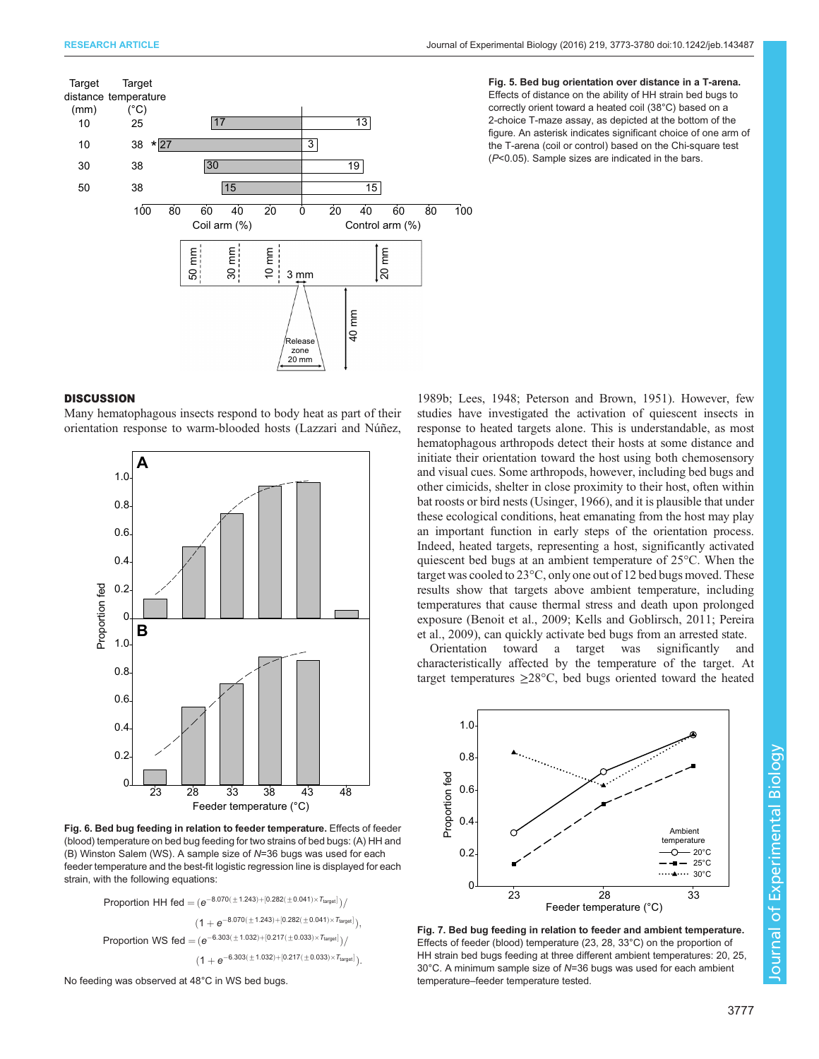**Fig. 5. Bed bug orientation over distance in a T-arena.** Effects of distance on the ability of HH strain bed bugs to correctly orient toward a heated coil (38°C) based on a 2-choice T-maze assay, as depicted at the bottom of the figure. An asterisk indicates significant choice of one arm of the T-arena (coil or control) based on the Chi-square test ($P$<0.05). Sample sizes are indicated in the bars.

## DISCUSSION

Many hematophagous insects respond to body heat as part of their orientation response to warm-blooded hosts (Lazzari and Núñez, 1989b; Lees, 1948; Peterson and Brown, 1951). However, few studies have investigated the activation of quiescent insects in response to heated targets alone. This is understandable, as most hematophagous arthropods detect their hosts at some distance and initiate their orientation toward the host using both chemosensory and visual cues. Some arthropods, however, including bed bugs and other cimicids, shelter in close proximity to their host, often within bat roosts or bird nests (Usinger, 1966), and it is plausible that under these ecological conditions, heat emanating from the host may play an important function in early steps of the orientation process. Indeed, heated targets, representing a host, significantly activated quiescent bed bugs at an ambient temperature of 25°C. When the target was cooled to 23°C, only one out of 12 bed bugs moved. These results show that targets above ambient temperature, including temperatures that cause thermal stress and death upon prolonged exposure (Benoit et al., 2009; Kells and Goblirsch, 2011; Pereira et al., 2009), can quickly activate bed bugs from an arrested state.

Orientation toward a target was significantly and characteristically affected by the temperature of the target. At target temperatures ≥28°C, bed bugs oriented toward the heated

**Fig. 6. Bed bug feeding in relation to feeder temperature.** Effects of feeder (blood) temperature on bed bug feeding for two strains of bed bugs: (A) HH and (B) Winston Salem (WS). A sample size of $N$=36 bugs was used for each feeder temperature and the best-fit logistic regression line is displayed for each strain, with the following equations:

$$\text{Proportion HH fed} = (e^{-8.070(\pm1.243)+[0.282(\pm0.041)\times T_{\text{target}}]})/(1+e^{-8.070(\pm1.243)+[0.282(\pm0.041)\times T_{\text{target}}]}),$$

$$\text{Proportion WS fed} = (e^{-6.303(\pm1.032)+[0.217(\pm0.033)\times T_{\text{target}}]})/(1+e^{-6.303(\pm1.032)+[0.217(\pm0.033)\times T_{\text{target}}]}).$$

No feeding was observed at 48°C in WS bed bugs.

**Fig. 7. Bed bug feeding in relation to feeder and ambient temperature.** Effects of feeder (blood) temperature (23, 28, 33°C) on the proportion of HH strain bed bugs feeding at three different ambient temperatures: 20, 25, 30°C. A minimum sample size of $N$=36 bugs was used for each ambient temperature–feeder temperature tested.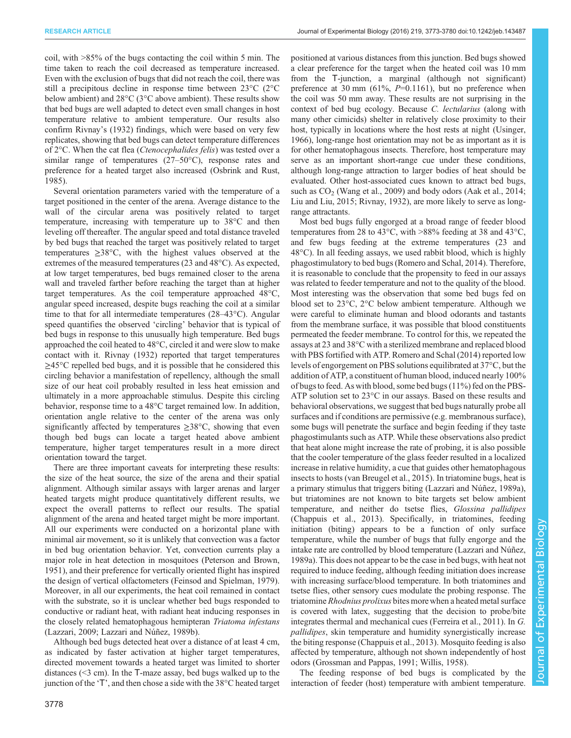coil, with >85% of the bugs contacting the coil within 5 min. The time taken to reach the coil decreased as temperature increased. Even with the exclusion of bugs that did not reach the coil, there was still a precipitous decline in response time between 23°C (2°C below ambient) and 28°C (3°C above ambient). These results show that bed bugs are well adapted to detect even small changes in host temperature relative to ambient temperature. Our results also confirm Rivnay's (1932) findings, which were based on very few replicates, showing that bed bugs can detect temperature differences of 2°C. When the cat flea (*Ctenocephalides felis*) was tested over a similar range of temperatures (27–50°C), response rates and preference for a heated target also increased (Osbrink and Rust, 1985).

Several orientation parameters varied with the temperature of a target positioned in the center of the arena. Average distance to the wall of the circular arena was positively related to target temperature, increasing with temperature up to 38°C and then leveling off thereafter. The angular speed and total distance traveled by bed bugs that reached the target was positively related to target temperatures ≥38°C, with the highest values observed at the extremes of the measured temperatures (23 and 48°C). As expected, at low target temperatures, bed bugs remained closer to the arena wall and traveled farther before reaching the target than at higher target temperatures. As the coil temperature approached 48°C, angular speed increased, despite bugs reaching the coil at a similar time to that for all intermediate temperatures (28–43°C). Angular speed quantifies the observed 'circling' behavior that is typical of bed bugs in response to this unusually high temperature. Bed bugs approached the coil heated to 48°C, circled it and were slow to make contact with it. Rivnay (1932) reported that target temperatures ≥45°C repelled bed bugs, and it is possible that he considered this circling behavior a manifestation of repellency, although the small size of our heat coil probably resulted in less heat emission and ultimately in a more approachable stimulus. Despite this circling behavior, response time to a 48°C target remained low. In addition, orientation angle relative to the center of the arena was only significantly affected by temperatures ≥38°C, showing that even though bed bugs can locate a target heated above ambient temperature, higher target temperatures result in a more direct orientation toward the target.

There are three important caveats for interpreting these results: the size of the heat source, the size of the arena and their spatial alignment. Although similar assays with larger arenas and larger heated targets might produce quantitatively different results, we expect the overall patterns to reflect our results. The spatial alignment of the arena and heated target might be more important. All our experiments were conducted on a horizontal plane with minimal air movement, so it is unlikely that convection was a factor in bed bug orientation behavior. Yet, convection currents play a major role in heat detection in mosquitoes (Peterson and Brown, 1951), and their preference for vertically oriented flight has inspired the design of vertical olfactometers (Feinsod and Spielman, 1979). Moreover, in all our experiments, the heat coil remained in contact with the substrate, so it is unclear whether bed bugs responded to conductive or radiant heat, with radiant heat inducing responses in the closely related hematophagous hemipteran *Triatoma infestans* (Lazzari, 2009; Lazzari and Núñez, 1989b).

Although bed bugs detected heat over a distance of at least 4 cm, as indicated by faster activation at higher target temperatures, directed movement towards a heated target was limited to shorter distances (<3 cm). In the T-maze assay, bed bugs walked up to the junction of the 'T', and then chose a side with the 38°C heated target positioned at various distances from this junction. Bed bugs showed a clear preference for the target when the heated coil was 10 mm from the T-junction, a marginal (although not significant) preference at 30 mm (61%, $P$=0.1161), but no preference when the coil was 50 mm away. These results are not surprising in the context of bed bug ecology. Because *C. lectularius* (along with many other cimicids) shelter in relatively close proximity to their host, typically in locations where the host rests at night (Usinger, 1966), long-range host orientation may not be as important as it is for other hematophagous insects. Therefore, host temperature may serve as an important short-range cue under these conditions, although long-range attraction to larger bodies of heat should be evaluated. Other host-associated cues known to attract bed bugs, such as $CO_2$ (Wang et al., 2009) and body odors (Aak et al., 2014; Liu and Liu, 2015; Rivnay, 1932), are more likely to serve as long-range attractants.

Most bed bugs fully engorged at a broad range of feeder blood temperatures from 28 to 43°C, with >88% feeding at 38 and 43°C, and few bugs feeding at the extreme temperatures (23 and 48°C). In all feeding assays, we used rabbit blood, which is highly phagostimulatory to bed bugs (Romero and Schal, 2014). Therefore, it is reasonable to conclude that the propensity to feed in our assays was related to feeder temperature and not to the quality of the blood. Most interesting was the observation that some bed bugs fed on blood set to 23°C, 2°C below ambient temperature. Although we were careful to eliminate human and blood odorants and tastants from the membrane surface, it was possible that blood constituents permeated the feeder membrane. To control for this, we repeated the assays at 23 and 38°C with a sterilized membrane and replaced blood with PBS fortified with ATP. Romero and Schal (2014) reported low levels of engorgement on PBS solutions equilibrated at 37°C, but the addition of ATP, a constituent of human blood, induced nearly 100% of bugs to feed. As with blood, some bed bugs (11%) fed on the PBS-ATP solution set to 23°C in our assays. Based on these results and behavioral observations, we suggest that bed bugs naturally probe all surfaces and if conditions are permissive (e.g. membranous surface), some bugs will penetrate the surface and begin feeding if they taste phagostimulants such as ATP. While these observations also predict that heat alone might increase the rate of probing, it is also possible that the cooler temperature of the glass feeder resulted in a localized increase in relative humidity, a cue that guides other hematophagous insects to hosts (van Breugel et al., 2015). In triatomine bugs, heat is a primary stimulus that triggers biting (Lazzari and Núñez, 1989a), but triatomines are not known to bite targets set below ambient temperature, and neither do tsetse flies, *Glossina pallidipes* (Chappuis et al., 2013). Specifically, in triatomines, feeding initiation (biting) appears to be a function of only surface temperature, while the number of bugs that fully engorge and the intake rate are controlled by blood temperature (Lazzari and Núñez, 1989a). This does not appear to be the case in bed bugs, with heat not required to induce feeding, although feeding initiation does increase with increasing surface/blood temperature. In both triatomines and tsetse flies, other sensory cues modulate the probing response. The triatomine *Rhodnius prolixus* bites more when a heated metal surface is covered with latex, suggesting that the decision to probe/bite integrates thermal and mechanical cues (Ferreira et al., 2011). In *G. pallidipes*, skin temperature and humidity synergistically increase the biting response (Chappuis et al., 2013). Mosquito feeding is also affected by temperature, although not shown independently of host odors (Grossman and Pappas, 1991; Willis, 1958).

The feeding response of bed bugs is complicated by the interaction of feeder (host) temperature with ambient temperature.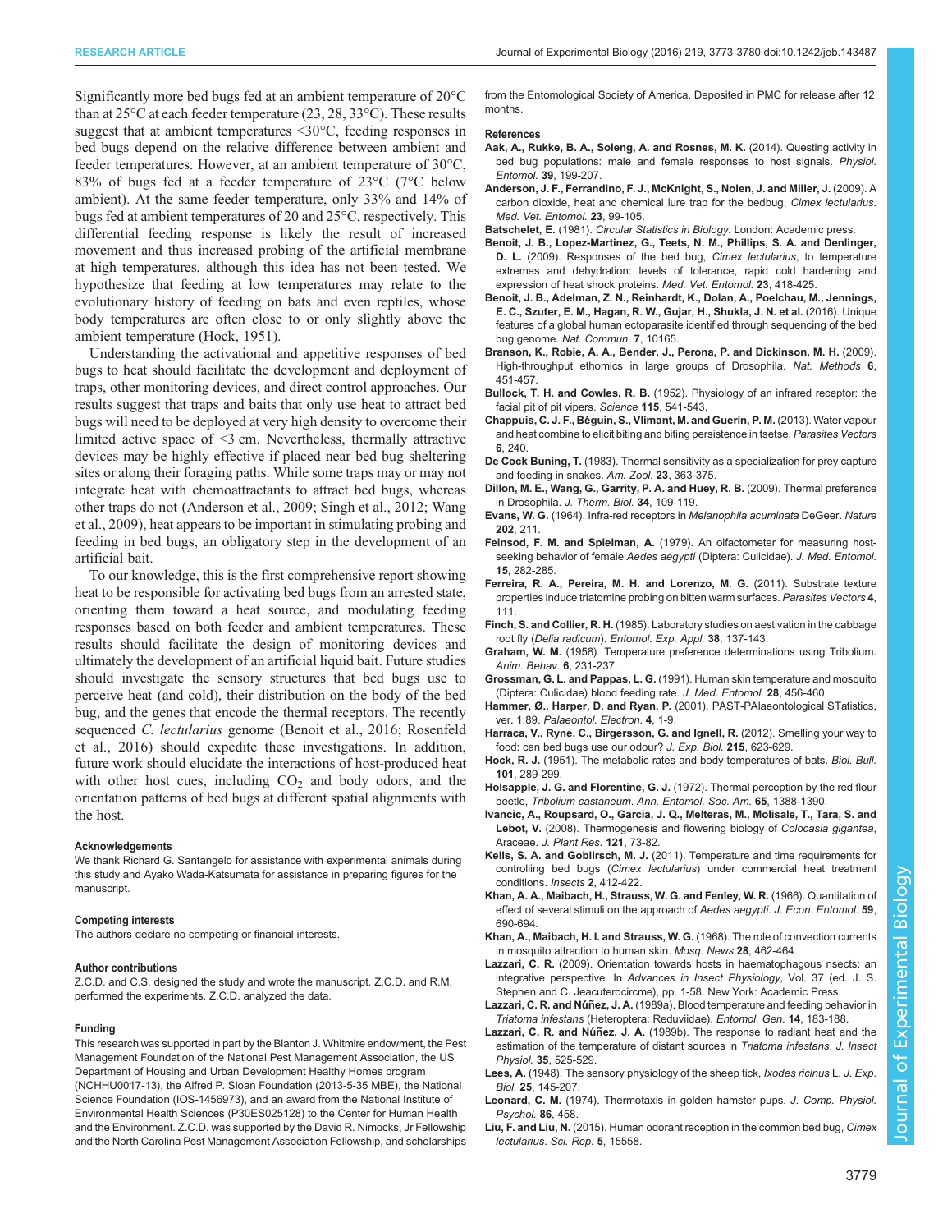Significantly more bed bugs fed at an ambient temperature of 20°C than at 25°C at each feeder temperature (23, 28, 33°C). These results suggest that at ambient temperatures <30°C, feeding responses in bed bugs depend on the relative difference between ambient and feeder temperatures. However, at an ambient temperature of 30°C, 83% of bugs fed at a feeder temperature of 23°C (7°C below ambient). At the same feeder temperature, only 33% and 14% of bugs fed at ambient temperatures of 20 and 25°C, respectively. This differential feeding response is likely the result of increased movement and thus increased probing of the artificial membrane at high temperatures, although this idea has not been tested. We hypothesize that feeding at low temperatures may relate to the evolutionary history of feeding on bats and even reptiles, whose body temperatures are often close to or only slightly above the ambient temperature (Hock, 1951).

Understanding the activational and appetitive responses of bed bugs to heat should facilitate the development and deployment of traps, other monitoring devices, and direct control approaches. Our results suggest that traps and baits that only use heat to attract bed bugs will need to be deployed at very high density to overcome their limited active space of <3 cm. Nevertheless, thermally attractive devices may be highly effective if placed near bed bug sheltering sites or along their foraging paths. While some traps may or may not integrate heat with chemoattractants to attract bed bugs, whereas other traps do not (Anderson et al., 2009; Singh et al., 2012; Wang et al., 2009), heat appears to be important in stimulating probing and feeding in bed bugs, an obligatory step in the development of an artificial bait.

To our knowledge, this is the first comprehensive report showing heat to be responsible for activating bed bugs from an arrested state, orienting them toward a heat source, and modulating feeding responses based on both feeder and ambient temperatures. These results should facilitate the design of monitoring devices and ultimately the development of an artificial liquid bait. Future studies should investigate the sensory structures that bed bugs use to perceive heat (and cold), their distribution on the body of the bed bug, and the genes that encode the thermal receptors. The recently sequenced *C. lectularius* genome (Benoit et al., 2016; Rosenfeld et al., 2016) should expedite these investigations. In addition, future work should elucidate the interactions of host-produced heat with other host cues, including $CO_2$ and body odors, and the orientation patterns of bed bugs at different spatial alignments with the host.

#### Acknowledgements
We thank Richard G. Santangelo for assistance with experimental animals during this study and Ayako Wada-Katsumata for assistance in preparing figures for the manuscript.

#### Competing interests
The authors declare no competing or financial interests.

#### Author contributions
Z.C.D. and C.S. designed the study and wrote the manuscript. Z.C.D. and R.M. performed the experiments. Z.C.D. analyzed the data.

#### Funding
This research was supported in part by the Blanton J. Whitmire endowment, the Pest Management Foundation of the National Pest Management Association, the US Department of Housing and Urban Development Healthy Homes program (NCHHU0017-13), the Alfred P. Sloan Foundation (2013-5-35 MBE), the National Science Foundation (IOS-1456973), and an award from the National Institute of Environmental Health Sciences (P30ES025128) to the Center for Human Health and the Environment. Z.C.D. was supported by the David R. Nimocks, Jr Fellowship and the North Carolina Pest Management Association Fellowship, and scholarships from the Entomological Society of America. Deposited in PMC for release after 12 months.

#### References

**Aak, A., Rukke, B. A., Soleng, A. and Rosnes, M. K.** (2014). Questing activity in bed bug populations: male and female responses to host signals. *Physiol. Entomol.* **39**, 199-207.

**Anderson, J. F., Ferrandino, F. J., McKnight, S., Nolen, J. and Miller, J.** (2009). A carbon dioxide, heat and chemical lure trap for the bedbug, *Cimex lectularius*. *Med. Vet. Entomol.* **23**, 99-105.

**Batschelet, E.** (1981). *Circular Statistics in Biology*. London: Academic press.

**Benoit, J. B., Lopez-Martinez, G., Teets, N. M., Phillips, S. A. and Denlinger, D. L.** (2009). Responses of the bed bug, *Cimex lectularius*, to temperature extremes and dehydration: levels of tolerance, rapid cold hardening and expression of heat shock proteins. *Med. Vet. Entomol.* **23**, 418-425.

**Benoit, J. B., Adelman, Z. N., Reinhardt, K., Dolan, A., Poelchau, M., Jennings, E. C., Szuter, E. M., Hagan, R. W., Gujar, H., Shukla, J. N. et al.** (2016). Unique features of a global human ectoparasite identified through sequencing of the bed bug genome. *Nat. Commun.* **7**, 10165.

**Branson, K., Robie, A. A., Bender, J., Perona, P. and Dickinson, M. H.** (2009). High-throughput ethomics in large groups of Drosophila. *Nat. Methods* **6**, 451-457.

**Bullock, T. H. and Cowles, R. B.** (1952). Physiology of an infrared receptor: the facial pit of pit vipers. *Science* **115**, 541-543.

**Chappuis, C. J. F., Béguin, S., Vlimant, M. and Guerin, P. M.** (2013). Water vapour and heat combine to elicit biting and biting persistence in tsetse. *Parasites Vectors* **6**, 240.

**De Cock Buning, T.** (1983). Thermal sensitivity as a specialization for prey capture and feeding in snakes. *Am. Zool.* **23**, 363-375.

**Dillon, M. E., Wang, G., Garrity, P. A. and Huey, R. B.** (2009). Thermal preference in Drosophila. *J. Therm. Biol.* **34**, 109-119.

**Evans, W. G.** (1964). Infra-red receptors in *Melanophila acuminata* DeGeer. *Nature* **202**, 211.

**Feinsod, F. M. and Spielman, A.** (1979). An olfactometer for measuring host-seeking behavior of female *Aedes aegypti* (Diptera: Culicidae). *J. Med. Entomol.* **15**, 282-285.

**Ferreira, R. A., Pereira, M. H. and Lorenzo, M. G.** (2011). Substrate texture properties induce triatomine probing on bitten warm surfaces. *Parasites Vectors* **4**, 111.

**Finch, S. and Collier, R. H.** (1985). Laboratory studies on aestivation in the cabbage root fly (*Delia radicum*). *Entomol. Exp. Appl.* **38**, 137-143.

**Graham, W. M.** (1958). Temperature preference determinations using Tribolium. *Anim. Behav.* **6**, 231-237.

**Grossman, G. L. and Pappas, L. G.** (1991). Human skin temperature and mosquito (Diptera: Culicidae) blood feeding rate. *J. Med. Entomol.* **28**, 456-460.

**Hammer, Ø., Harper, D. and Ryan, P.** (2001). PAST-PAlaeontological STatistics, ver. 1.89. *Palaeontol. Electron.* **4**, 1-9.

**Harraca, V., Ryne, C., Birgersson, G. and Ignell, R.** (2012). Smelling your way to food: can bed bugs use our odour? *J. Exp. Biol.* **215**, 623-629.

**Hock, R. J.** (1951). The metabolic rates and body temperatures of bats. *Biol. Bull.* **101**, 289-299.

**Holsapple, J. G. and Florentine, G. J.** (1972). Thermal perception by the red flour beetle, *Tribolium castaneum*. *Ann. Entomol. Soc. Am.* **65**, 1388-1390.

**Ivancic, A., Roupsard, O., Garcia, J. Q., Melteras, M., Molisale, T., Tara, S. and Lebot, V.** (2008). Thermogenesis and flowering biology of *Colocasia gigantea*, Araceae. *J. Plant Res.* **121**, 73-82.

**Kells, S. A. and Goblirsch, M. J.** (2011). Temperature and time requirements for controlling bed bugs (*Cimex lectularius*) under commercial heat treatment conditions. *Insects* **2**, 412-422.

**Khan, A. A., Maibach, H., Strauss, W. G. and Fenley, W. R.** (1966). Quantitation of effect of several stimuli on the approach of *Aedes aegypti*. *J. Econ. Entomol.* **59**, 690-694.

**Khan, A., Maibach, H. I. and Strauss, W. G.** (1968). The role of convection currents in mosquito attraction to human skin. *Mosq. News* **28**, 462-464.

**Lazzari, C. R.** (2009). Orientation towards hosts in haematophagous nsects: an integrative perspective. In *Advances in Insect Physiology*, Vol. 37 (ed. J. S. Stephen and C. Jeacuterocircme), pp. 1-58. New York: Academic Press.

**Lazzari, C. R. and Núñez, J. A.** (1989a). Blood temperature and feeding behavior in *Triatoma infestans* (Heteroptera: Reduviidae). *Entomol. Gen.* **14**, 183-188.

**Lazzari, C. R. and Núñez, J. A.** (1989b). The response to radiant heat and the estimation of the temperature of distant sources in *Triatoma infestans*. *J. Insect Physiol.* **35**, 525-529.

**Lees, A.** (1948). The sensory physiology of the sheep tick, *Ixodes ricinus* L. *J. Exp. Biol.* **25**, 145-207.

**Leonard, C. M.** (1974). Thermotaxis in golden hamster pups. *J. Comp. Physiol. Psychol.* **86**, 458.

**Liu, F. and Liu, N.** (2015). Human odorant reception in the common bed bug, *Cimex lectularius*. *Sci. Rep.* **5**, 15558.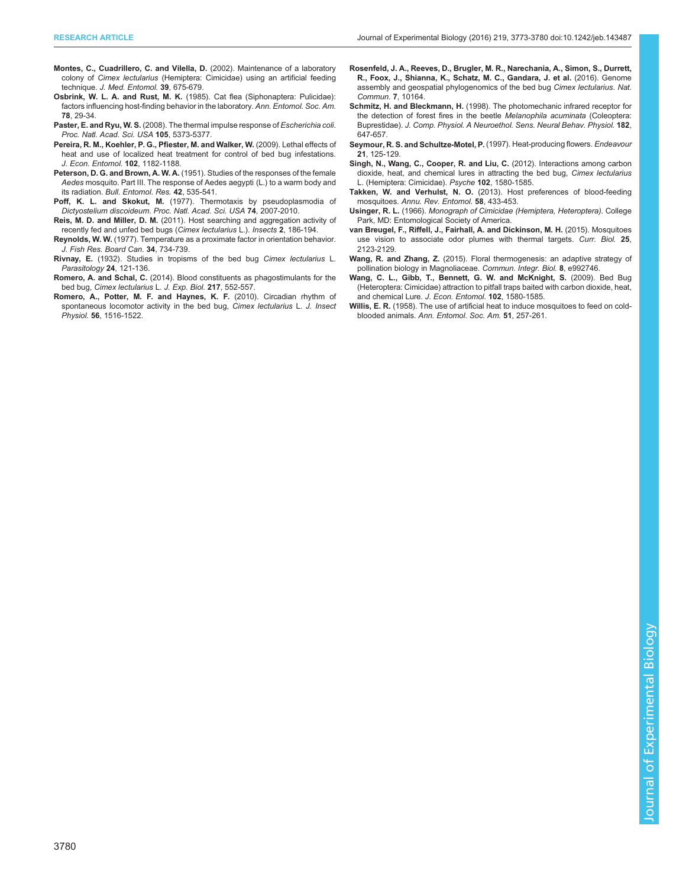**Montes, C., Cuadrillero, C. and Vilella, D.** (2002). Maintenance of a laboratory colony of *Cimex lectularius* (Hemiptera: Cimicidae) using an artificial feeding technique. *J. Med. Entomol.* **39**, 675-679.

**Osbrink, W. L. A. and Rust, M. K.** (1985). Cat flea (Siphonaptera: Pulicidae): factors influencing host-finding behavior in the laboratory. *Ann. Entomol. Soc. Am.* **78**, 29-34.

**Paster, E. and Ryu, W. S.** (2008). The thermal impulse response of *Escherichia coli*. *Proc. Natl. Acad. Sci. USA* **105**, 5373-5377.

**Pereira, R. M., Koehler, P. G., Pfiester, M. and Walker, W.** (2009). Lethal effects of heat and use of localized heat treatment for control of bed bug infestations. *J. Econ. Entomol.* **102**, 1182-1188.

**Peterson, D. G. and Brown, A. W. A.** (1951). Studies of the responses of the female *Aedes* mosquito. Part III. The response of Aedes aegypti (L.) to a warm body and its radiation. *Bull. Entomol. Res.* **42**, 535-541.

**Poff, K. L. and Skokut, M.** (1977). Thermotaxis by pseudoplasmodia of *Dictyostelium discoideum*. *Proc. Natl. Acad. Sci. USA* **74**, 2007-2010.

**Reis, M. D. and Miller, D. M.** (2011). Host searching and aggregation activity of recently fed and unfed bed bugs (*Cimex lectularius* L.). *Insects* **2**, 186-194.

**Reynolds, W. W.** (1977). Temperature as a proximate factor in orientation behavior. *J. Fish Res. Board Can.* **34**, 734-739.

**Rivnay, E.** (1932). Studies in tropisms of the bed bug *Cimex lectularius* L. *Parasitology* **24**, 121-136.

**Romero, A. and Schal, C.** (2014). Blood constituents as phagostimulants for the bed bug, *Cimex lectularius* L. *J. Exp. Biol.* **217**, 552-557.

**Romero, A., Potter, M. F. and Haynes, K. F.** (2010). Circadian rhythm of spontaneous locomotor activity in the bed bug, *Cimex lectularius* L. *J. Insect Physiol.* **56**, 1516-1522.

**Rosenfeld, J. A., Reeves, D., Brugler, M. R., Narechania, A., Simon, S., Durrett, R., Foox, J., Shianna, K., Schatz, M. C., Gandara, J. et al.** (2016). Genome assembly and geospatial phylogenomics of the bed bug *Cimex lectularius*. *Nat. Commun.* **7**, 10164.

**Schmitz, H. and Bleckmann, H.** (1998). The photomechanic infrared receptor for the detection of forest fires in the beetle *Melanophila acuminata* (Coleoptera: Buprestidae). *J. Comp. Physiol. A Neuroethol. Sens. Neural Behav. Physiol.* **182**, 647-657.

**Seymour, R. S. and Schultze-Motel, P.** (1997). Heat-producing flowers. *Endeavour* **21**, 125-129.

**Singh, N., Wang, C., Cooper, R. and Liu, C.** (2012). Interactions among carbon dioxide, heat, and chemical lures in attracting the bed bug, *Cimex lectularius* L. (Hemiptera: Cimicidae). *Psyche* **102**, 1580-1585.

**Takken, W. and Verhulst, N. O.** (2013). Host preferences of blood-feeding mosquitoes. *Annu. Rev. Entomol.* **58**, 433-453.

**Usinger, R. L.** (1966). *Monograph of Cimicidae (Hemiptera, Heteroptera)*. College Park, MD: Entomological Society of America.

**van Breugel, F., Riffell, J., Fairhall, A. and Dickinson, M. H.** (2015). Mosquitoes use vision to associate odor plumes with thermal targets. *Curr. Biol.* **25**, 2123-2129.

**Wang, R. and Zhang, Z.** (2015). Floral thermogenesis: an adaptive strategy of pollination biology in Magnoliaceae. *Commun. Integr. Biol.* **8**, e992746.

**Wang, C. L., Gibb, T., Bennett, G. W. and McKnight, S.** (2009). Bed Bug (Heteroptera: Cimicidae) attraction to pitfall traps baited with carbon dioxide, heat, and chemical Lure. *J. Econ. Entomol.* **102**, 1580-1585.

**Willis, E. R.** (1958). The use of artificial heat to induce mosquitoes to feed on cold-blooded animals. *Ann. Entomol. Soc. Am.* **51**, 257-261.